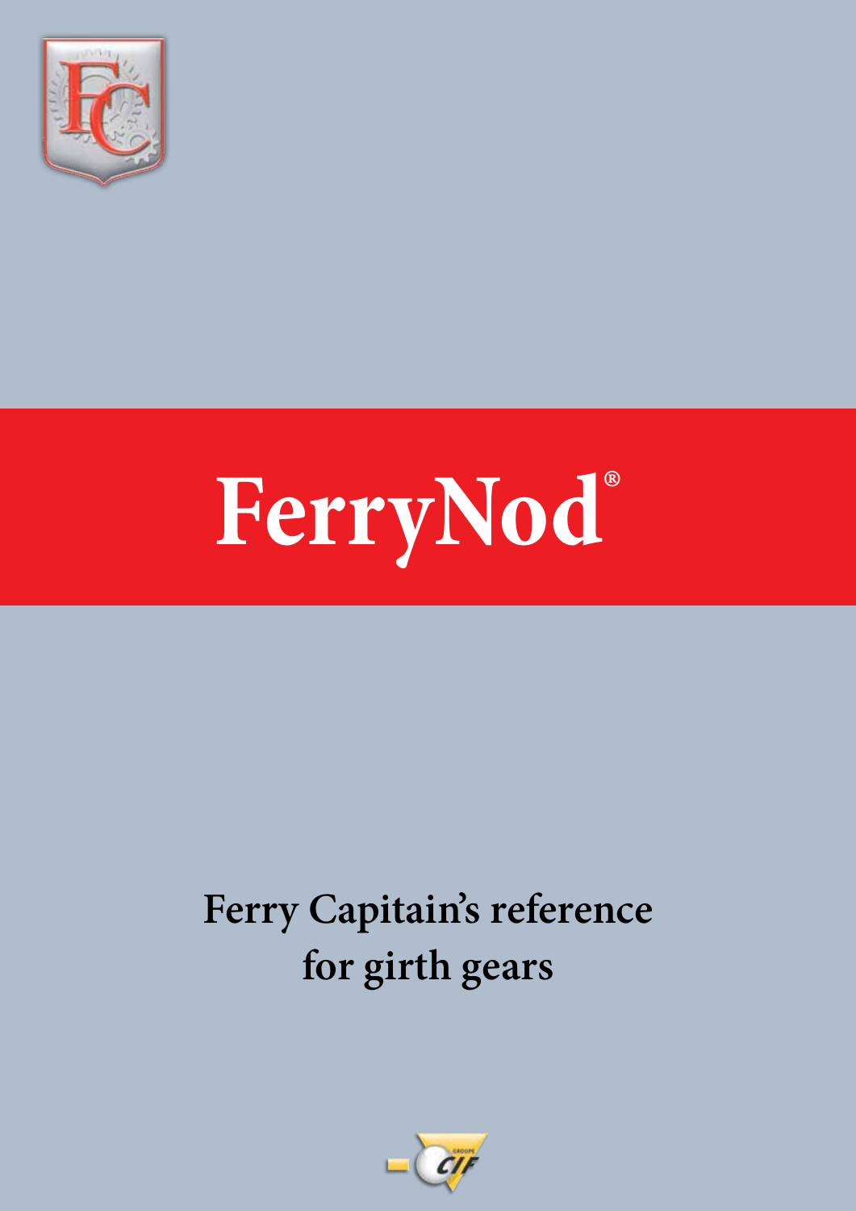# FerryNod®

**Ferry Capitain's reference for girth gears**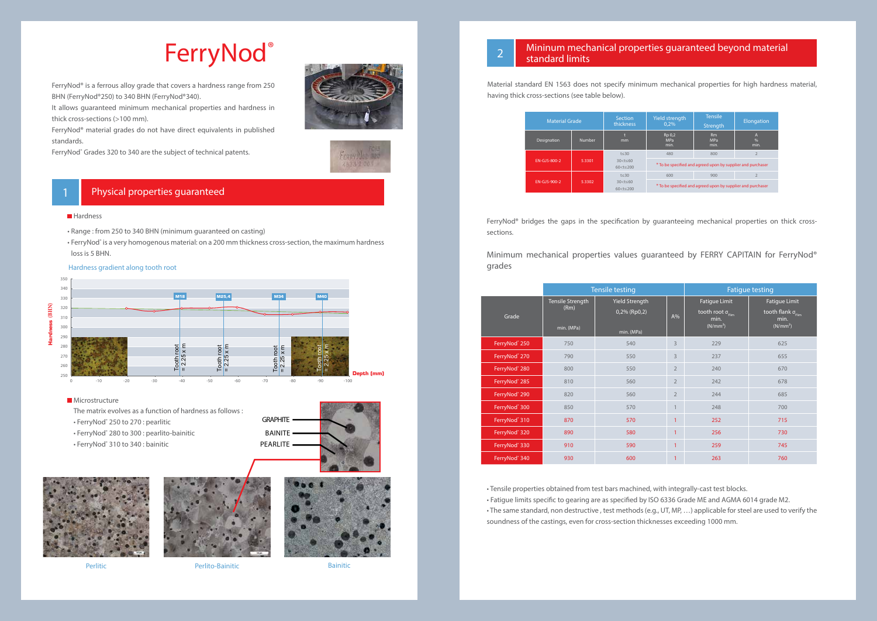# FerryNod®

FerryNod® is a ferrous alloy grade that covers a hardness range from 250 BHN (FerryNod®250) to 340 BHN (FerryNod®340).

It allows guaranteed minimum mechanical properties and hardness in thick cross-sections (>100 mm).

FerryNod® material grades do not have direct equivalents in published standards.

FerryNod® Grades 320 to 340 are the subject of technical patents.

## 1 Physical properties guaranteed

### Hardness

- Range : from 250 to 340 BHN (minimum guaranteed on casting)
- FerryNod® is a very homogenous material: on a 200 mm thickness cross-section, the maximum hardness loss is 5 BHN.

Hardness gradient along tooth root

### Microstructure

The matrix evolves as a function of hardness as follows :

- FerryNod® 250 to 270 : pearlitic
- FerryNod® 280 to 300 : pearlito-bainitic
- FerryNod® 310 to 340 : bainitic

GRAPHITE

BAINITE

PEARLITE

Perlitic | Perlito-Bainitic | Bainitic

## 2 Mininum mechanical properties guaranteed beyond material standard limits

Material standard EN 1563 does not specify minimum mechanical properties for high hardness material, having thick cross-sections (see table below).

| Material Grade | | Section thickness | Yield strength 0,2% | Tensile Strength | Elongation |
|---|---|---|---|---|---|
| Designation | Number | t mm | Rp 0,2 MPa min. | Rm MPa min. | A % min. |
| EN-GJS-800-2 | 5.3301 | t≤30 | 480 | 800 | 2 |
| | | 30<t≤60 | * To be specified and agreed upon by supplier and purchaser | | |
| | | 60<t≤200 | | | |
| EN-GJS-900-2 | 5.3302 | t≤30 | 600 | 900 | 2 |
| | | 30<t≤60 | * To be specified and agreed upon by supplier and purchaser | | |
| | | 60<t≤200 | | | |

FerryNod® bridges the gaps in the specification by guaranteeing mechanical properties on thick cross-sections.

Minimum mechanical properties values guaranteed by FERRY CAPITAIN for FerryNod® grades

| Grade | Tensile testing | | | Fatigue testing | |
|---|---|---|---|---|---|
| | Tensile Strength (Rm) min. (MPa) | Yield Strength 0,2% (Rp0,2) min. (MPa) | A% | Fatigue Limit tooth root $\sigma_{Flim}$ min. (N/mm²) | Fatigue Limit tooth flank $\sigma_{Hlim}$ min. (N/mm²) |
| FerryNod® 250 | 750 | 540 | 3 | 229 | 625 |
| FerryNod® 270 | 790 | 550 | 3 | 237 | 655 |
| FerryNod® 280 | 800 | 550 | 2 | 240 | 670 |
| FerryNod® 285 | 810 | 560 | 2 | 242 | 678 |
| FerryNod® 290 | 820 | 560 | 2 | 244 | 685 |
| FerryNod® 300 | 850 | 570 | 1 | 248 | 700 |
| FerryNod® 310 | 870 | 570 | 1 | 252 | 715 |
| FerryNod® 320 | 890 | 580 | 1 | 256 | 730 |
| FerryNod® 330 | 910 | 590 | 1 | 259 | 745 |
| FerryNod® 340 | 930 | 600 | 1 | 263 | 760 |

- Tensile properties obtained from test bars machined, with integrally-cast test blocks.
- Fatigue limits specific to gearing are as specified by ISO 6336 Grade ME and AGMA 6014 grade M2.
- The same standard, non destructive , test methods (e.g., UT, MP, …) applicable for steel are used to verify the soundness of the castings, even for cross-section thicknesses exceeding 1000 mm.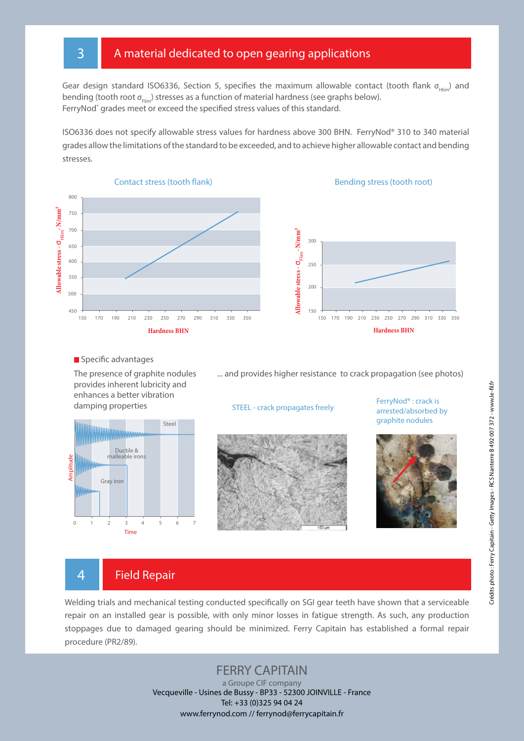## 3 A material dedicated to open gearing applications

Gear design standard ISO6336, Section 5, specifies the maximum allowable contact (tooth flank $\sigma_{Hlim}$) and bending (tooth root $\sigma_{Flim}$) stresses as a function of material hardness (see graphs below).
FerryNod® grades meet or exceed the specified stress values of this standard.

ISO6336 does not specify allowable stress values for hardness above 300 BHN. FerryNod® 310 to 340 material grades allow the limitations of the standard to be exceeded, and to achieve higher allowable contact and bending stresses.

Contact stress (tooth flank)

Allowable stress - $\sigma_{Hlim}$ - N/mm²

800
750
700
650
600
550
500
450

150 170 190 210 230 250 270 290 310 330 350

Hardness BHN

Bending stress (tooth root)

Allowable stress - $\sigma_{Flim}$ - N/mm²

300
250
200
150

150 170 190 210 230 250 270 290 310 330 350

Hardness BHN

**Specific advantages**

The presence of graphite nodules provides inherent lubricity and enhances a better vibration damping properties

Steel

Ductile & malleable irons

Gray iron

Amplitude

0 1 2 3 4 5 6 7

Time

... and provides higher resistance to crack propagation (see photos)

STEEL - crack propagates freely

FerryNod® : crack is arrested/absorbed by graphite nodules

## 4 Field Repair

Welding trials and mechanical testing conducted specifically on SGI gear teeth have shown that a serviceable repair on an installed gear is possible, with only minor losses in fatigue strength. As such, any production stoppages due to damaged gearing should be minimized. Ferry Capitain has established a formal repair procedure (PR2/89).

FERRY CAPITAIN
a Groupe CIF company
Vecqueville - Usines de Bussy - BP33 - 52300 JOINVILLE - France
Tel: +33 (0)325 94 04 24
www.ferrynod.com // ferrynod@ferrycapitain.fr

Crédits photo : Ferry Capitain - Getty Images - RCS Nanterre B 492 007 372 - www.le-fil.fr